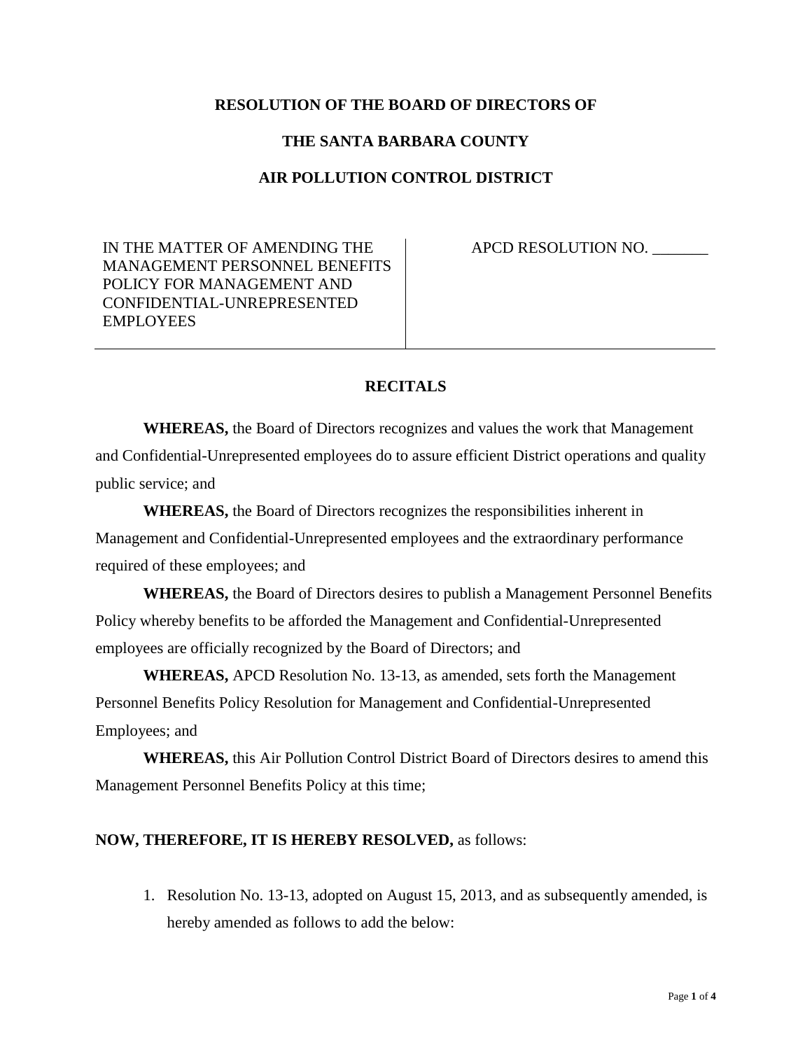**RESOLUTION OF THE BOARD OF DIRECTORS OF**

**THE SANTA BARBARA COUNTY**

**AIR POLLUTION CONTROL DISTRICT**

| IN THE MATTER OF AMENDING THE MANAGEMENT PERSONNEL BENEFITS POLICY FOR MANAGEMENT AND CONFIDENTIAL-UNREPRESENTED EMPLOYEES | APCD RESOLUTION NO. _______ |
| --- | --- |

## RECITALS

**WHEREAS,** the Board of Directors recognizes and values the work that Management and Confidential-Unrepresented employees do to assure efficient District operations and quality public service; and

**WHEREAS,** the Board of Directors recognizes the responsibilities inherent in Management and Confidential-Unrepresented employees and the extraordinary performance required of these employees; and

**WHEREAS,** the Board of Directors desires to publish a Management Personnel Benefits Policy whereby benefits to be afforded the Management and Confidential-Unrepresented employees are officially recognized by the Board of Directors; and

**WHEREAS,** APCD Resolution No. 13-13, as amended, sets forth the Management Personnel Benefits Policy Resolution for Management and Confidential-Unrepresented Employees; and

**WHEREAS,** this Air Pollution Control District Board of Directors desires to amend this Management Personnel Benefits Policy at this time;

**NOW, THEREFORE, IT IS HEREBY RESOLVED,** as follows:

1. Resolution No. 13-13, adopted on August 15, 2013, and as subsequently amended, is hereby amended as follows to add the below: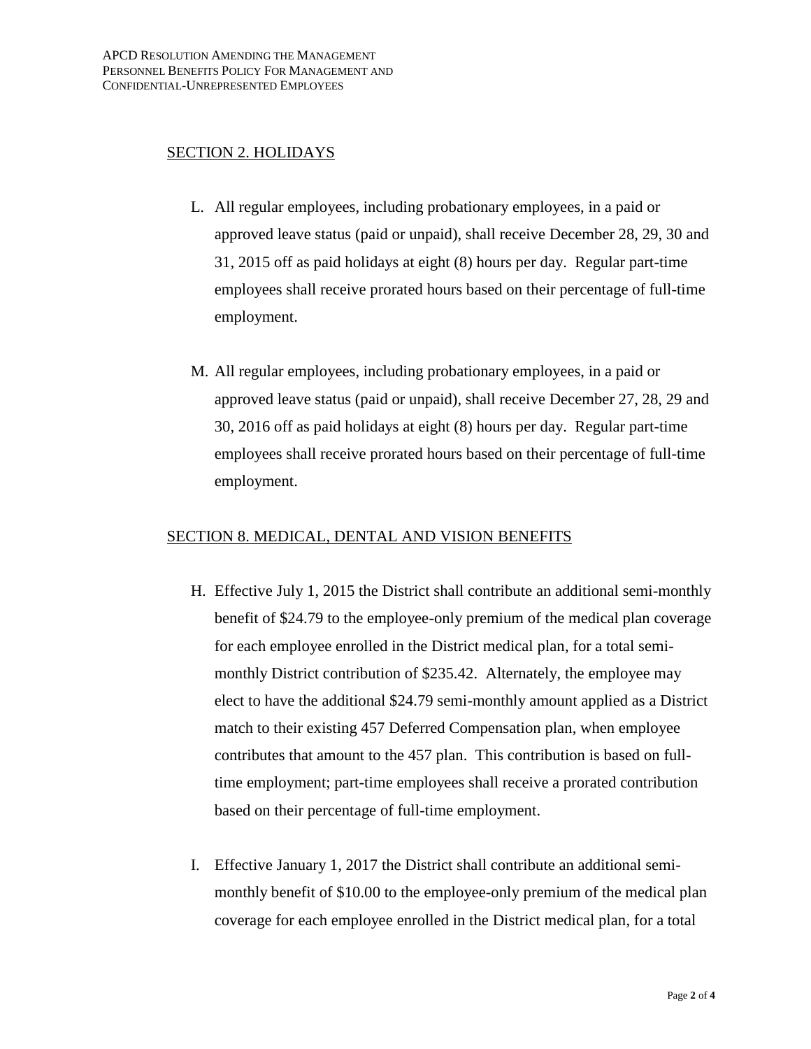## SECTION 2. HOLIDAYS

L. All regular employees, including probationary employees, in a paid or approved leave status (paid or unpaid), shall receive December 28, 29, 30 and 31, 2015 off as paid holidays at eight (8) hours per day. Regular part-time employees shall receive prorated hours based on their percentage of full-time employment.

M. All regular employees, including probationary employees, in a paid or approved leave status (paid or unpaid), shall receive December 27, 28, 29 and 30, 2016 off as paid holidays at eight (8) hours per day. Regular part-time employees shall receive prorated hours based on their percentage of full-time employment.

## SECTION 8. MEDICAL, DENTAL AND VISION BENEFITS

H. Effective July 1, 2015 the District shall contribute an additional semi-monthly benefit of $24.79 to the employee-only premium of the medical plan coverage for each employee enrolled in the District medical plan, for a total semi-monthly District contribution of $235.42. Alternately, the employee may elect to have the additional $24.79 semi-monthly amount applied as a District match to their existing 457 Deferred Compensation plan, when employee contributes that amount to the 457 plan. This contribution is based on full-time employment; part-time employees shall receive a prorated contribution based on their percentage of full-time employment.

I. Effective January 1, 2017 the District shall contribute an additional semi-monthly benefit of $10.00 to the employee-only premium of the medical plan coverage for each employee enrolled in the District medical plan, for a total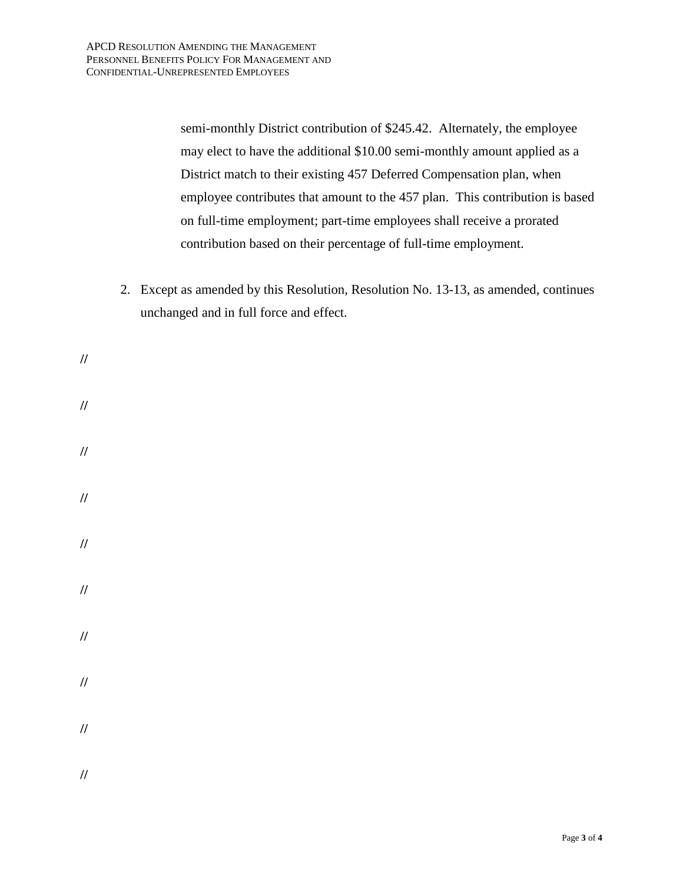semi-monthly District contribution of $245.42. Alternately, the employee may elect to have the additional $10.00 semi-monthly amount applied as a District match to their existing 457 Deferred Compensation plan, when employee contributes that amount to the 457 plan. This contribution is based on full-time employment; part-time employees shall receive a prorated contribution based on their percentage of full-time employment.

2. Except as amended by this Resolution, Resolution No. 13-13, as amended, continues unchanged and in full force and effect.

//

//

//

//

//

//

//

//

//

//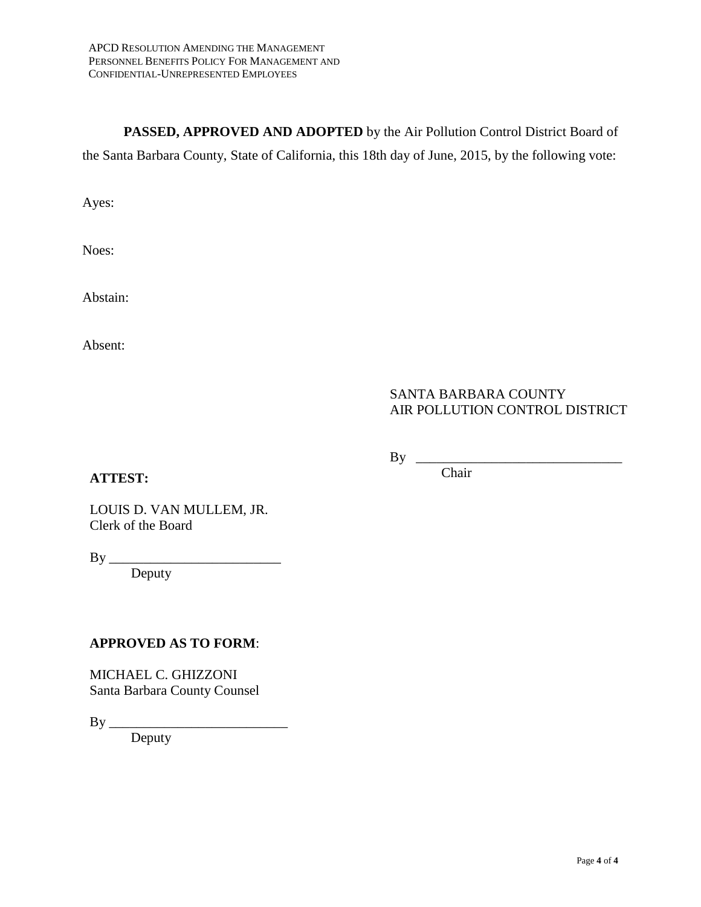**PASSED, APPROVED AND ADOPTED** by the Air Pollution Control District Board of the Santa Barbara County, State of California, this 18th day of June, 2015, by the following vote:

Ayes:

Noes:

Abstain:

Absent:

SANTA BARBARA COUNTY
AIR POLLUTION CONTROL DISTRICT

By ______________________________
Chair

**ATTEST:**

LOUIS D. VAN MULLEM, JR.
Clerk of the Board

By ________________________
Deputy

**APPROVED AS TO FORM**:

MICHAEL C. GHIZZONI
Santa Barbara County Counsel

By _________________________
Deputy